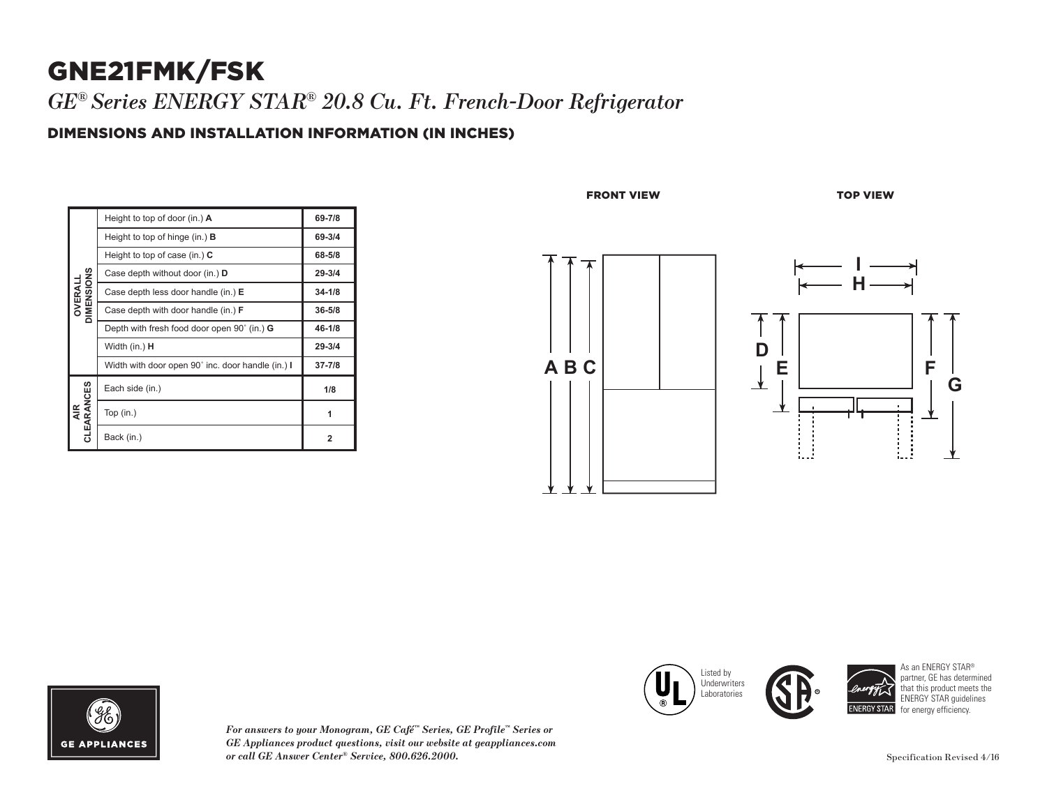# GNE21FMK/FSK

*GE® Series ENERGY STAR® 20.8 Cu. Ft. French-Door Refrigerator*

## DIMENSIONS AND INSTALLATION INFORMATION (IN INCHES)

| | | |
|---|---|---|
| OVERALL DIMENSIONS | Height to top of door (in.) **A** | **69-7/8** |
| | Height to top of hinge (in.) **B** | **69-3/4** |
| | Height to top of case (in.) **C** | **68-5/8** |
| | Case depth without door (in.) **D** | **29-3/4** |
| | Case depth less door handle (in.) **E** | **34-1/8** |
| | Case depth with door handle (in.) **F** | **36-5/8** |
| | Depth with fresh food door open 90˚ (in.) **G** | **46-1/8** |
| | Width (in.) **H** | **29-3/4** |
| | Width with door open 90˚ inc. door handle (in.) **I** | **37-7/8** |
| AIR CLEARANCES | Each side (in.) | **1/8** |
| | Top (in.) | **1** |
| | Back (in.) | **2** |

FRONT VIEW

TOP VIEW

Listed by Underwriters Laboratories

As an ENERGY STAR® partner, GE has determined that this product meets the ENERGY STAR guidelines for energy efficiency.

GE APPLIANCES

*For answers to your Monogram, GE Café™ Series, GE Profile™ Series or GE Appliances product questions, visit our website at geappliances.com or call GE Answer Center® Service, 800.626.2000.*

Specification Revised 4/16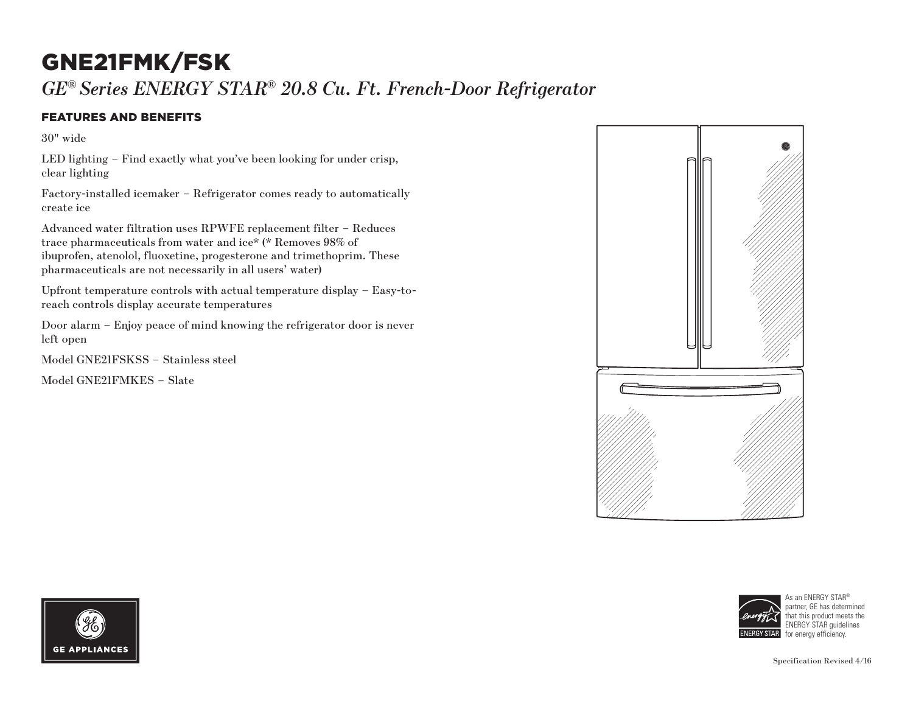# GNE21FMK/FSK

*GE® Series ENERGY STAR® 20.8 Cu. Ft. French-Door Refrigerator*

### FEATURES AND BENEFITS

30" wide

LED lighting – Find exactly what you've been looking for under crisp, clear lighting

Factory-installed icemaker – Refrigerator comes ready to automatically create ice

Advanced water filtration uses RPWFE replacement filter – Reduces trace pharmaceuticals from water and ice* (* Removes 98% of ibuprofen, atenolol, fluoxetine, progesterone and trimethoprim. These pharmaceuticals are not necessarily in all users' water)

Upfront temperature controls with actual temperature display – Easy-to-reach controls display accurate temperatures

Door alarm – Enjoy peace of mind knowing the refrigerator door is never left open

Model GNE21FSKSS – Stainless steel

Model GNE21FMKES – Slate

GE APPLIANCES

ENERGY STAR

As an ENERGY STAR® partner, GE has determined that this product meets the ENERGY STAR guidelines for energy efficiency.

Specification Revised 4/16